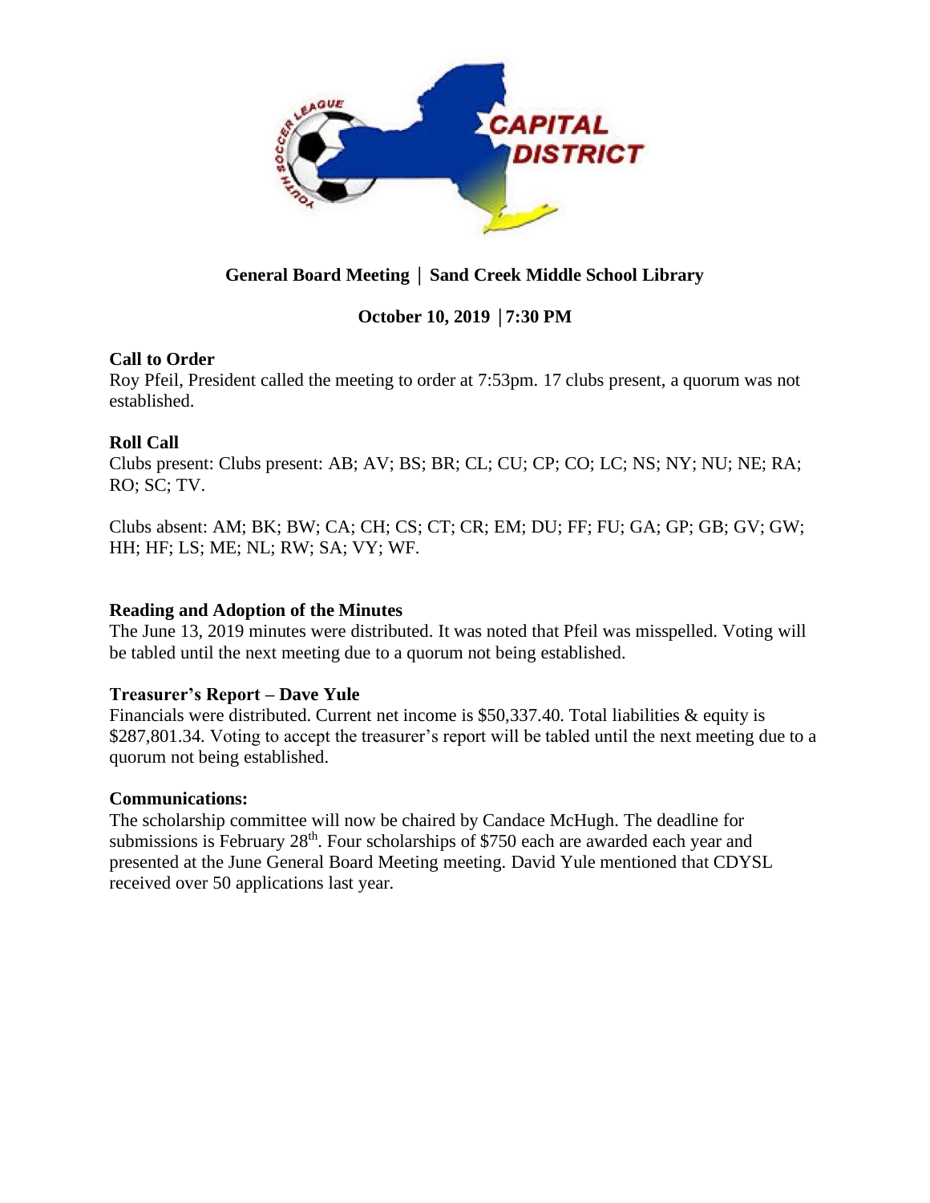**General Board Meeting | Sand Creek Middle School Library**

**October 10, 2019 | 7:30 PM**

**Call to Order**

Roy Pfeil, President called the meeting to order at 7:53pm. 17 clubs present, a quorum was not established.

**Roll Call**

Clubs present: Clubs present: AB; AV; BS; BR; CL; CU; CP; CO; LC; NS; NY; NU; NE; RA; RO; SC; TV.

Clubs absent: AM; BK; BW; CA; CH; CS; CT; CR; EM; DU; FF; FU; GA; GP; GB; GV; GW; HH; HF; LS; ME; NL; RW; SA; VY; WF.

**Reading and Adoption of the Minutes**

The June 13, 2019 minutes were distributed. It was noted that Pfeil was misspelled. Voting will be tabled until the next meeting due to a quorum not being established.

**Treasurer's Report – Dave Yule**

Financials were distributed. Current net income is $50,337.40. Total liabilities & equity is $287,801.34. Voting to accept the treasurer's report will be tabled until the next meeting due to a quorum not being established.

**Communications:**

The scholarship committee will now be chaired by Candace McHugh. The deadline for submissions is February 28th. Four scholarships of $750 each are awarded each year and presented at the June General Board Meeting meeting. David Yule mentioned that CDYSL received over 50 applications last year.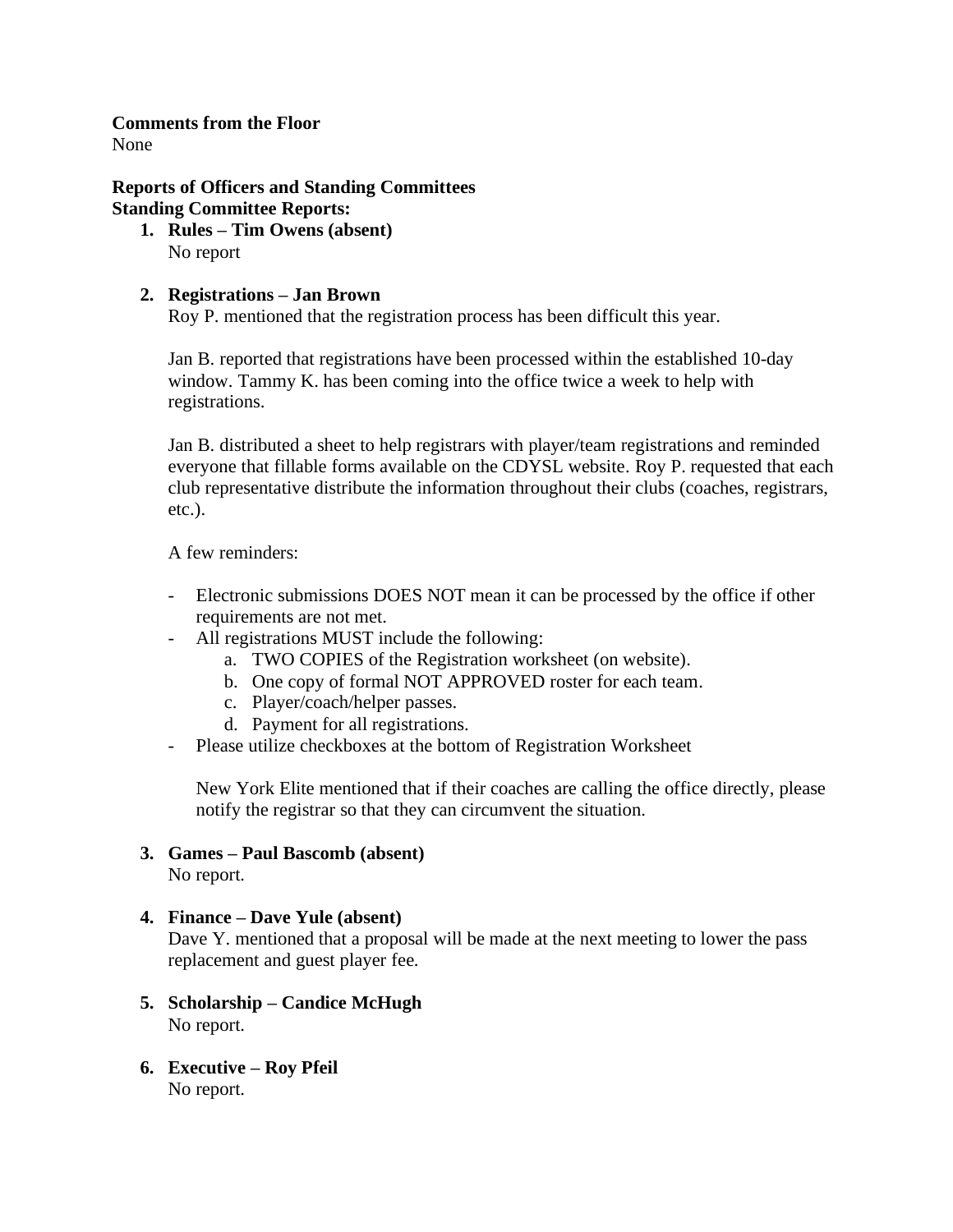**Comments from the Floor**
None

**Reports of Officers and Standing Committees**
**Standing Committee Reports:**

1. **Rules – Tim Owens (absent)**
   No report

2. **Registrations – Jan Brown**
   Roy P. mentioned that the registration process has been difficult this year.

   Jan B. reported that registrations have been processed within the established 10-day window. Tammy K. has been coming into the office twice a week to help with registrations.

   Jan B. distributed a sheet to help registrars with player/team registrations and reminded everyone that fillable forms available on the CDYSL website. Roy P. requested that each club representative distribute the information throughout their clubs (coaches, registrars, etc.).

   A few reminders:

   - Electronic submissions DOES NOT mean it can be processed by the office if other requirements are not met.
   - All registrations MUST include the following:
     a. TWO COPIES of the Registration worksheet (on website).
     b. One copy of formal NOT APPROVED roster for each team.
     c. Player/coach/helper passes.
     d. Payment for all registrations.
   - Please utilize checkboxes at the bottom of Registration Worksheet

     New York Elite mentioned that if their coaches are calling the office directly, please notify the registrar so that they can circumvent the situation.

3. **Games – Paul Bascomb (absent)**
   No report.

4. **Finance – Dave Yule (absent)**
   Dave Y. mentioned that a proposal will be made at the next meeting to lower the pass replacement and guest player fee.

5. **Scholarship – Candice McHugh**
   No report.

6. **Executive – Roy Pfeil**
   No report.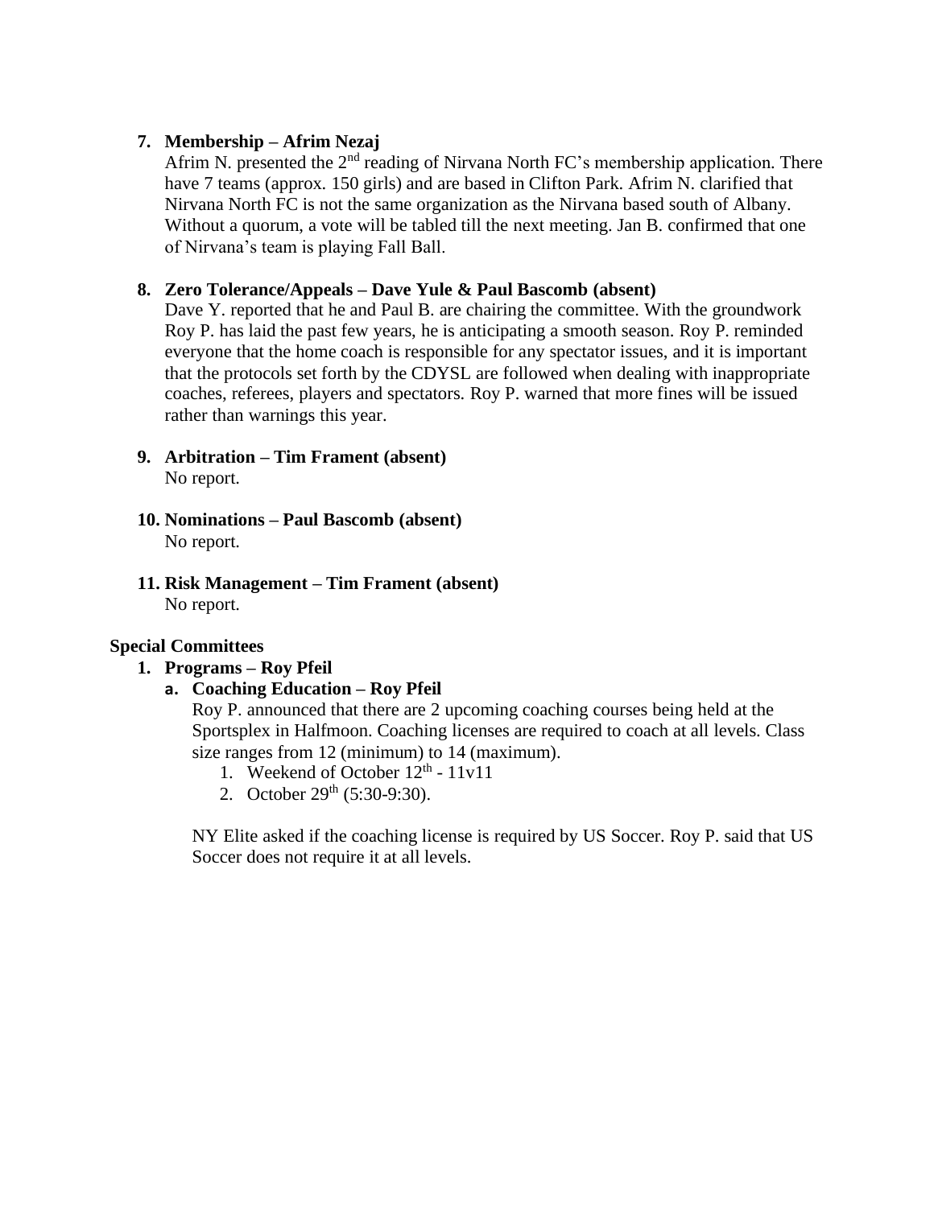7. **Membership – Afrim Nezaj**
   Afrim N. presented the 2nd reading of Nirvana North FC's membership application. There have 7 teams (approx. 150 girls) and are based in Clifton Park. Afrim N. clarified that Nirvana North FC is not the same organization as the Nirvana based south of Albany. Without a quorum, a vote will be tabled till the next meeting. Jan B. confirmed that one of Nirvana's team is playing Fall Ball.

8. **Zero Tolerance/Appeals – Dave Yule & Paul Bascomb (absent)**
   Dave Y. reported that he and Paul B. are chairing the committee. With the groundwork Roy P. has laid the past few years, he is anticipating a smooth season. Roy P. reminded everyone that the home coach is responsible for any spectator issues, and it is important that the protocols set forth by the CDYSL are followed when dealing with inappropriate coaches, referees, players and spectators. Roy P. warned that more fines will be issued rather than warnings this year.

9. **Arbitration – Tim Frament (absent)**
   No report.

10. **Nominations – Paul Bascomb (absent)**
    No report.

11. **Risk Management – Tim Frament (absent)**
    No report.

**Special Committees**

1. **Programs – Roy Pfeil**
   a. **Coaching Education – Roy Pfeil**
      Roy P. announced that there are 2 upcoming coaching courses being held at the Sportsplex in Halfmoon. Coaching licenses are required to coach at all levels. Class size ranges from 12 (minimum) to 14 (maximum).
      1. Weekend of October 12th - 11v11
      2. October 29th (5:30-9:30).

      NY Elite asked if the coaching license is required by US Soccer. Roy P. said that US Soccer does not require it at all levels.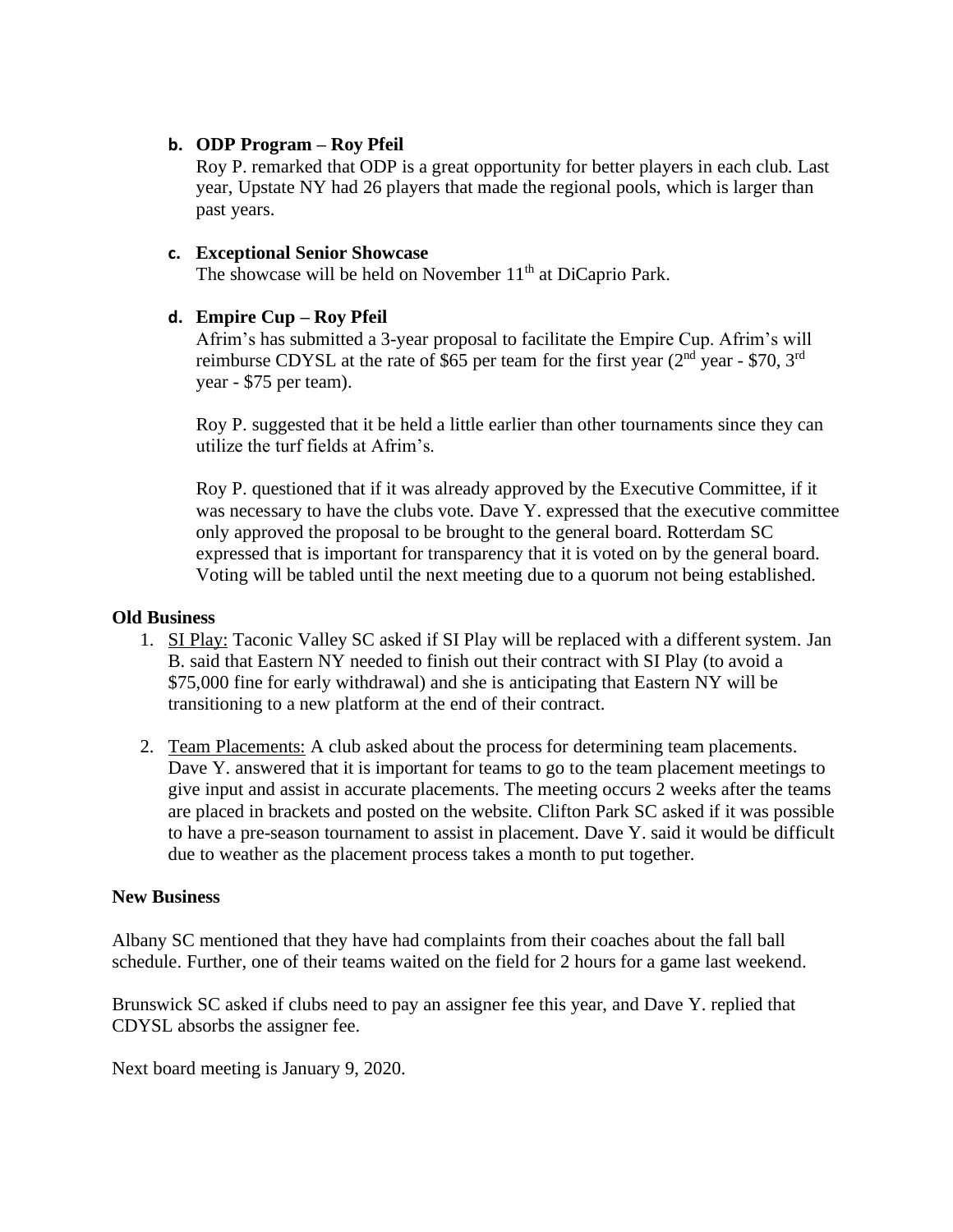**b. ODP Program – Roy Pfeil**

Roy P. remarked that ODP is a great opportunity for better players in each club. Last year, Upstate NY had 26 players that made the regional pools, which is larger than past years.

**c. Exceptional Senior Showcase**

The showcase will be held on November 11th at DiCaprio Park.

**d. Empire Cup – Roy Pfeil**

Afrim's has submitted a 3-year proposal to facilitate the Empire Cup. Afrim's will reimburse CDYSL at the rate of $65 per team for the first year (2nd year - $70, 3rd year - $75 per team).

Roy P. suggested that it be held a little earlier than other tournaments since they can utilize the turf fields at Afrim's.

Roy P. questioned that if it was already approved by the Executive Committee, if it was necessary to have the clubs vote. Dave Y. expressed that the executive committee only approved the proposal to be brought to the general board. Rotterdam SC expressed that is important for transparency that it is voted on by the general board. Voting will be tabled until the next meeting due to a quorum not being established.

**Old Business**

1. SI Play: Taconic Valley SC asked if SI Play will be replaced with a different system. Jan B. said that Eastern NY needed to finish out their contract with SI Play (to avoid a $75,000 fine for early withdrawal) and she is anticipating that Eastern NY will be transitioning to a new platform at the end of their contract.

2. Team Placements: A club asked about the process for determining team placements. Dave Y. answered that it is important for teams to go to the team placement meetings to give input and assist in accurate placements. The meeting occurs 2 weeks after the teams are placed in brackets and posted on the website. Clifton Park SC asked if it was possible to have a pre-season tournament to assist in placement. Dave Y. said it would be difficult due to weather as the placement process takes a month to put together.

**New Business**

Albany SC mentioned that they have had complaints from their coaches about the fall ball schedule. Further, one of their teams waited on the field for 2 hours for a game last weekend.

Brunswick SC asked if clubs need to pay an assigner fee this year, and Dave Y. replied that CDYSL absorbs the assigner fee.

Next board meeting is January 9, 2020.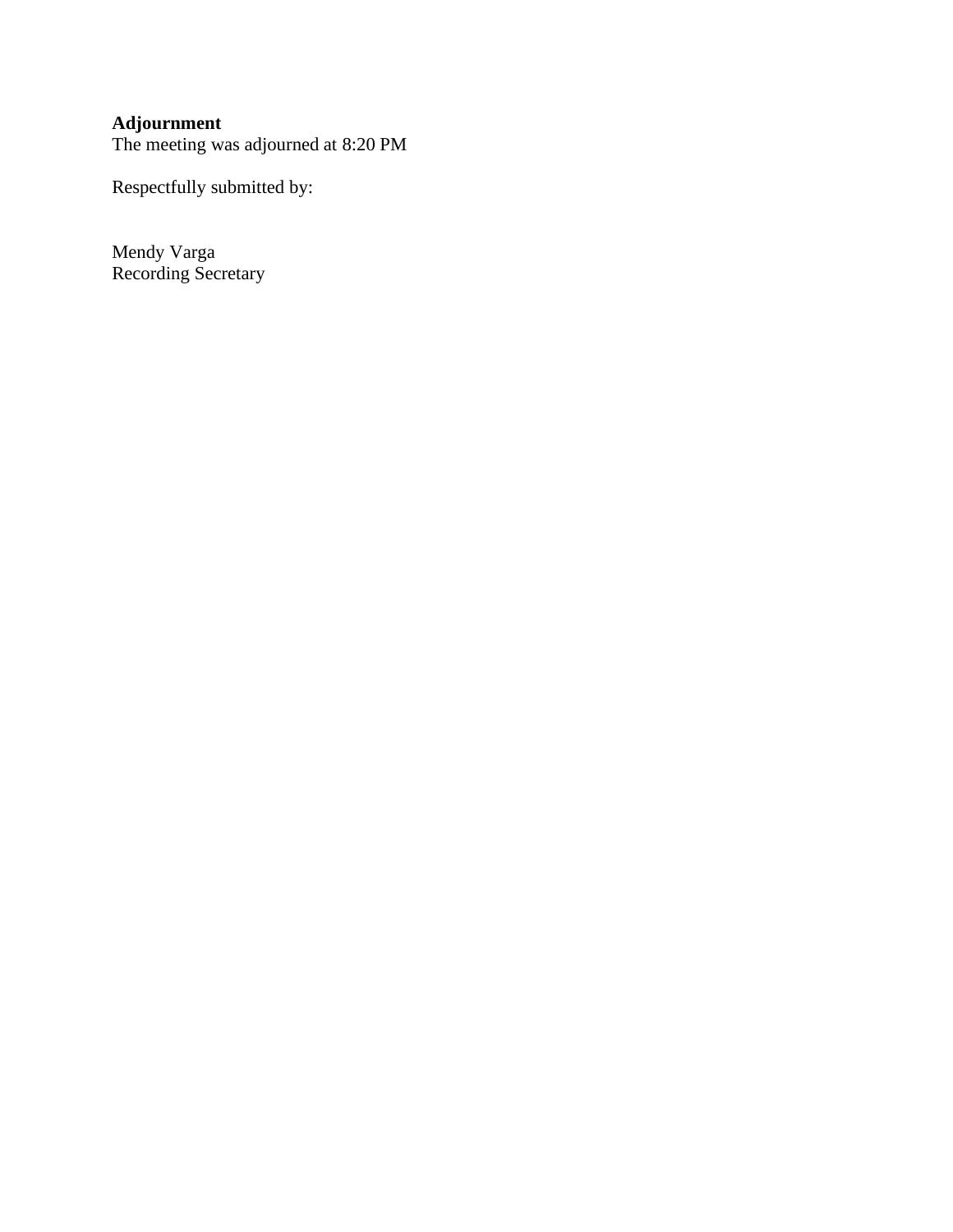**Adjournment**
The meeting was adjourned at 8:20 PM

Respectfully submitted by:

Mendy Varga
Recording Secretary